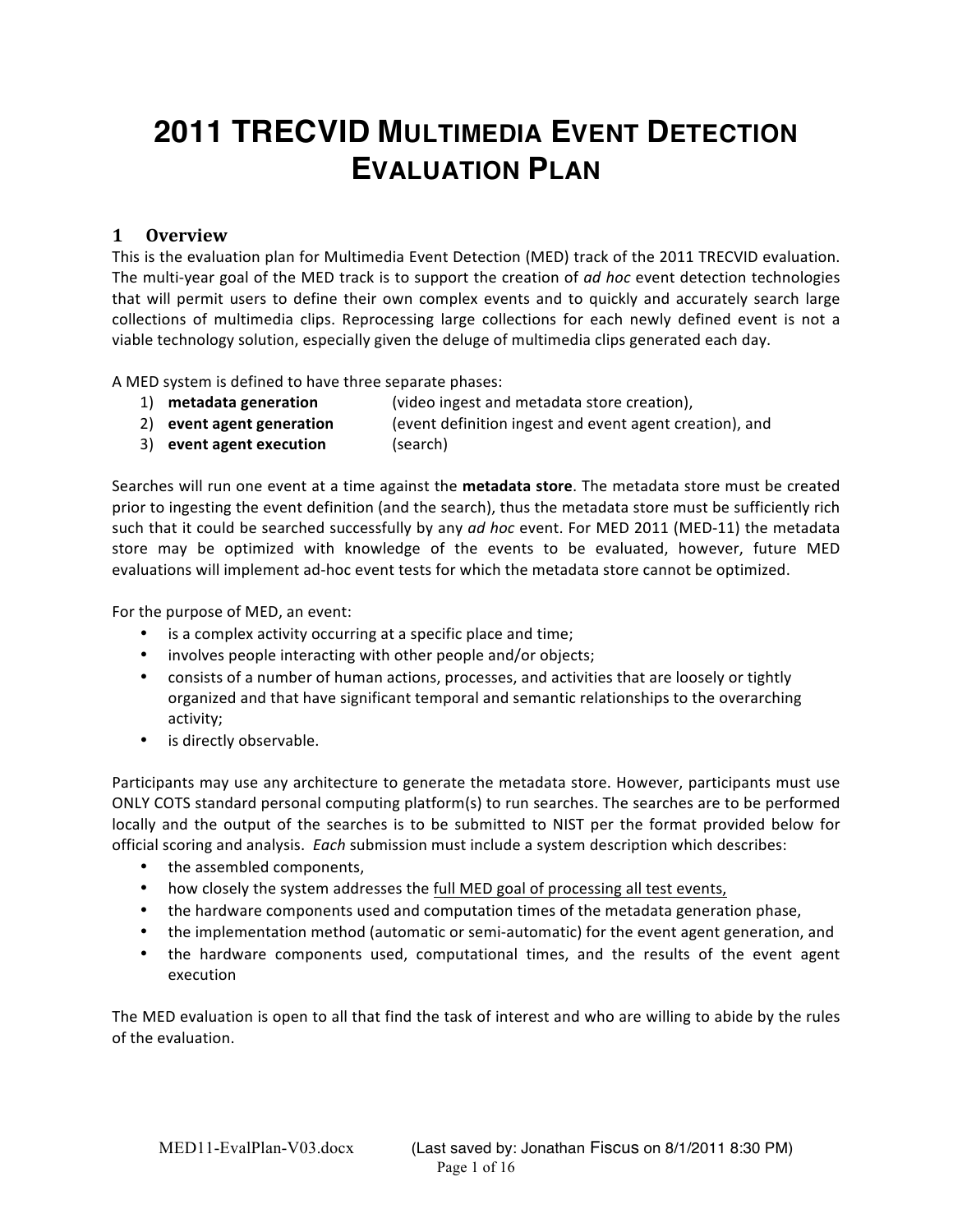# 2011 TRECVID MULTIMEDIA EVENT DETECTION EVALUATION PLAN

## 1 Overview

This is the evaluation plan for Multimedia Event Detection (MED) track of the 2011 TRECVID evaluation. The multi-year goal of the MED track is to support the creation of *ad hoc* event detection technologies that will permit users to define their own complex events and to quickly and accurately search large collections of multimedia clips. Reprocessing large collections for each newly defined event is not a viable technology solution, especially given the deluge of multimedia clips generated each day.

A MED system is defined to have three separate phases:

1) **metadata generation** (video ingest and metadata store creation),
2) **event agent generation** (event definition ingest and event agent creation), and
3) **event agent execution** (search)

Searches will run one event at a time against the **metadata store**. The metadata store must be created prior to ingesting the event definition (and the search), thus the metadata store must be sufficiently rich such that it could be searched successfully by any *ad hoc* event. For MED 2011 (MED-11) the metadata store may be optimized with knowledge of the events to be evaluated, however, future MED evaluations will implement ad-hoc event tests for which the metadata store cannot be optimized.

For the purpose of MED, an event:

- is a complex activity occurring at a specific place and time;
- involves people interacting with other people and/or objects;
- consists of a number of human actions, processes, and activities that are loosely or tightly organized and that have significant temporal and semantic relationships to the overarching activity;
- is directly observable.

Participants may use any architecture to generate the metadata store. However, participants must use ONLY COTS standard personal computing platform(s) to run searches. The searches are to be performed locally and the output of the searches is to be submitted to NIST per the format provided below for official scoring and analysis. *Each* submission must include a system description which describes:

- the assembled components,
- how closely the system addresses the <u>full MED goal of processing all test events,</u>
- the hardware components used and computation times of the metadata generation phase,
- the implementation method (automatic or semi-automatic) for the event agent generation, and
- the hardware components used, computational times, and the results of the event agent execution

The MED evaluation is open to all that find the task of interest and who are willing to abide by the rules of the evaluation.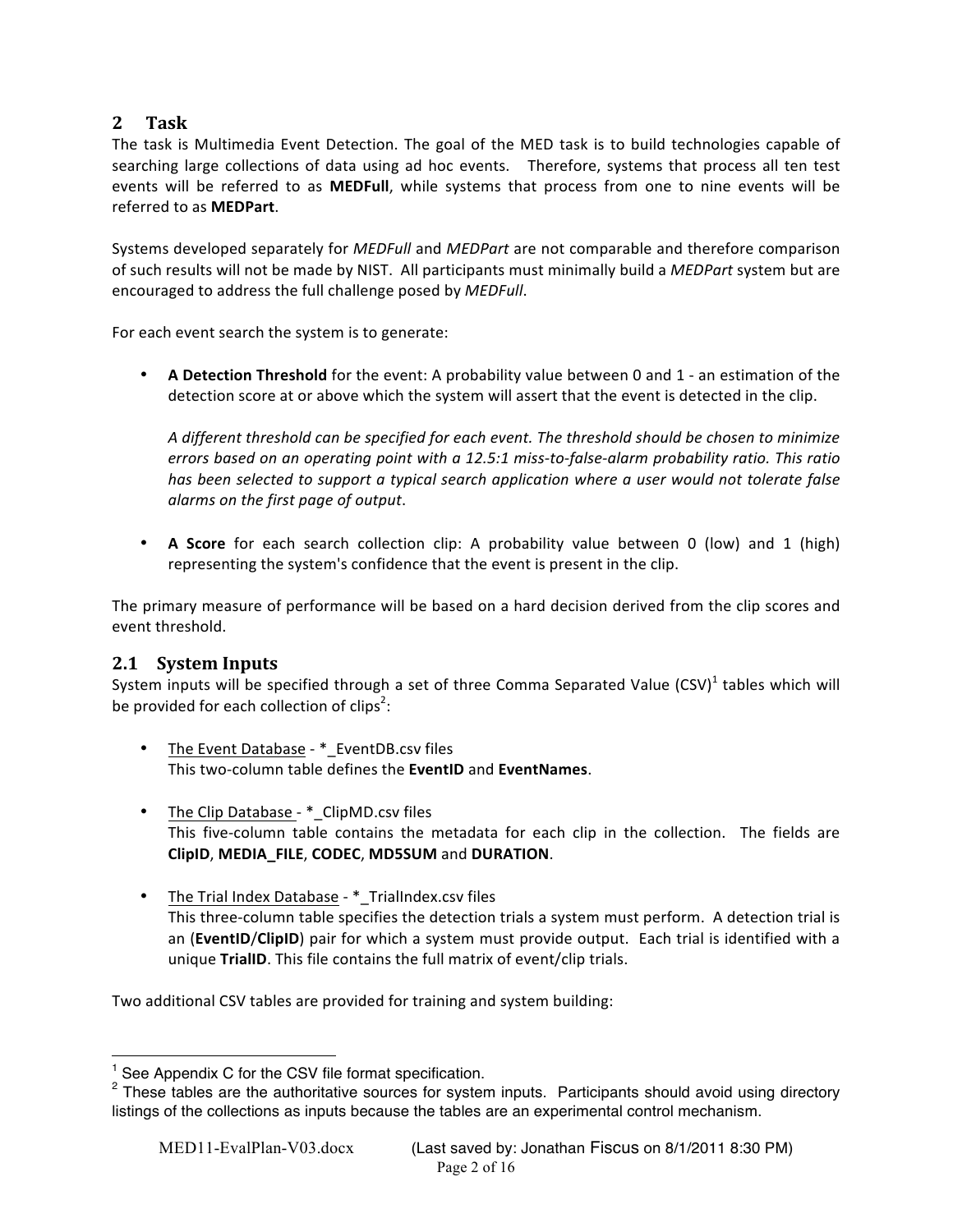## 2 Task

The task is Multimedia Event Detection. The goal of the MED task is to build technologies capable of searching large collections of data using ad hoc events. Therefore, systems that process all ten test events will be referred to as **MEDFull**, while systems that process from one to nine events will be referred to as **MEDPart**.

Systems developed separately for *MEDFull* and *MEDPart* are not comparable and therefore comparison of such results will not be made by NIST. All participants must minimally build a *MEDPart* system but are encouraged to address the full challenge posed by *MEDFull*.

For each event search the system is to generate:

- **A Detection Threshold** for the event: A probability value between 0 and 1 - an estimation of the detection score at or above which the system will assert that the event is detected in the clip.

  *A different threshold can be specified for each event. The threshold should be chosen to minimize errors based on an operating point with a 12.5:1 miss-to-false-alarm probability ratio. This ratio has been selected to support a typical search application where a user would not tolerate false alarms on the first page of output*.

- **A Score** for each search collection clip: A probability value between 0 (low) and 1 (high) representing the system's confidence that the event is present in the clip.

The primary measure of performance will be based on a hard decision derived from the clip scores and event threshold.

### 2.1 System Inputs

System inputs will be specified through a set of three Comma Separated Value (CSV)[1] tables which will be provided for each collection of clips[2]:

- The Event Database - *_EventDB.csv files
  This two-column table defines the **EventID** and **EventNames**.

- The Clip Database - *_ClipMD.csv files
  This five-column table contains the metadata for each clip in the collection. The fields are **ClipID**, **MEDIA_FILE**, **CODEC**, **MD5SUM** and **DURATION**.

- The Trial Index Database - *_TrialIndex.csv files
  This three-column table specifies the detection trials a system must perform. A detection trial is an (**EventID**/**ClipID**) pair for which a system must provide output. Each trial is identified with a unique **TrialID**. This file contains the full matrix of event/clip trials.

Two additional CSV tables are provided for training and system building:

---

[1] See Appendix C for the CSV file format specification.

[2] These tables are the authoritative sources for system inputs. Participants should avoid using directory listings of the collections as inputs because the tables are an experimental control mechanism.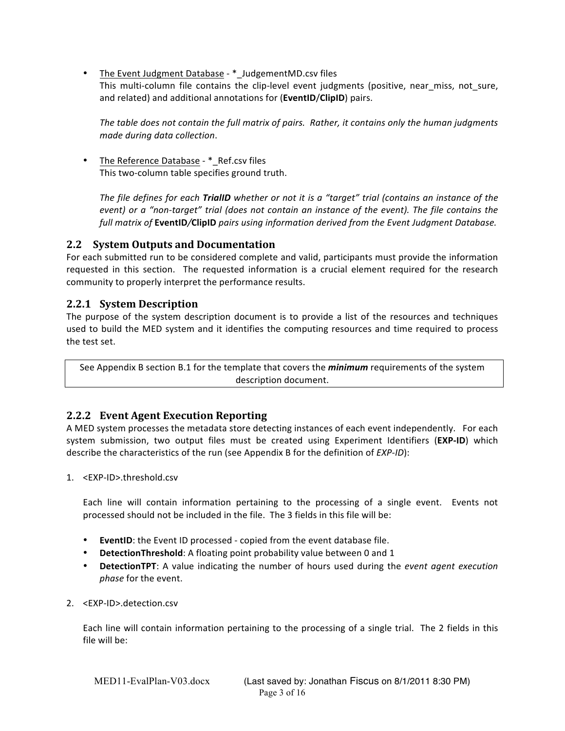- The Event Judgment Database - *_JudgementMD.csv files
  This multi-column file contains the clip-level event judgments (positive, near_miss, not_sure, and related) and additional annotations for (**EventID**/**ClipID**) pairs.

  *The table does not contain the full matrix of pairs. Rather, it contains only the human judgments made during data collection*.

- The Reference Database - *_Ref.csv files
  This two-column table specifies ground truth.

  *The file defines for each **TrialID** whether or not it is a "target" trial (contains an instance of the event) or a "non-target" trial (does not contain an instance of the event). The file contains the full matrix of* **EventID/ClipID** *pairs using information derived from the Event Judgment Database.*

## 2.2 System Outputs and Documentation

For each submitted run to be considered complete and valid, participants must provide the information requested in this section. The requested information is a crucial element required for the research community to properly interpret the performance results.

### 2.2.1 System Description

The purpose of the system description document is to provide a list of the resources and techniques used to build the MED system and it identifies the computing resources and time required to process the test set.

| See Appendix B section B.1 for the template that covers the ***minimum*** requirements of the system description document. |
|---|

### 2.2.2 Event Agent Execution Reporting

A MED system processes the metadata store detecting instances of each event independently. For each system submission, two output files must be created using Experiment Identifiers (**EXP-ID**) which describe the characteristics of the run (see Appendix B for the definition of *EXP-ID*):

1. <EXP-ID>.threshold.csv

   Each line will contain information pertaining to the processing of a single event. Events not processed should not be included in the file. The 3 fields in this file will be:

   - **EventID**: the Event ID processed - copied from the event database file.
   - **DetectionThreshold**: A floating point probability value between 0 and 1
   - **DetectionTPT**: A value indicating the number of hours used during the *event agent execution phase* for the event.

2. <EXP-ID>.detection.csv

   Each line will contain information pertaining to the processing of a single trial. The 2 fields in this file will be: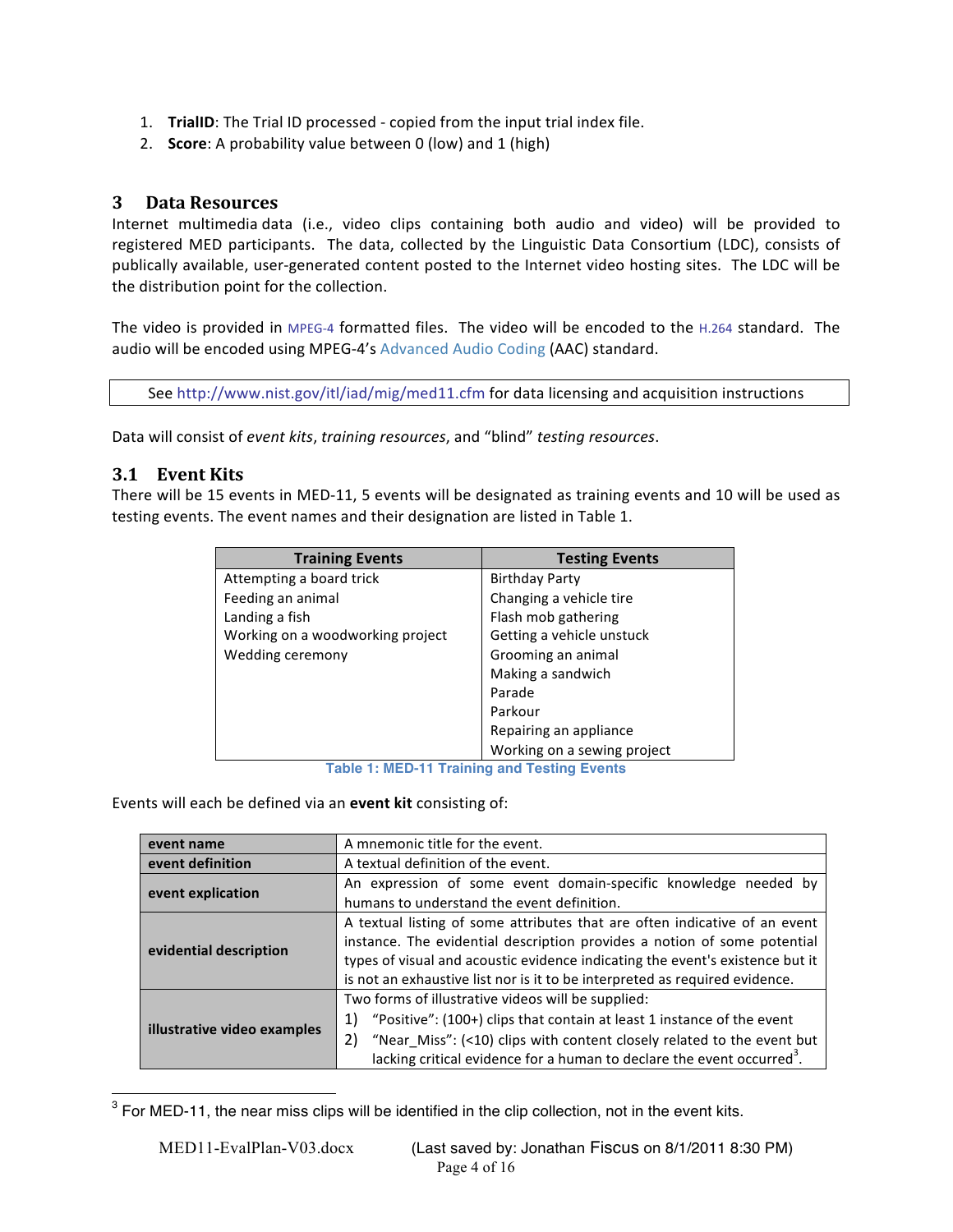1. **TrialID**: The Trial ID processed - copied from the input trial index file.
2. **Score**: A probability value between 0 (low) and 1 (high)

## 3 Data Resources

Internet multimedia data (i.e., video clips containing both audio and video) will be provided to registered MED participants. The data, collected by the Linguistic Data Consortium (LDC), consists of publically available, user-generated content posted to the Internet video hosting sites. The LDC will be the distribution point for the collection.

The video is provided in MPEG-4 formatted files. The video will be encoded to the H.264 standard. The audio will be encoded using MPEG-4's Advanced Audio Coding (AAC) standard.

See http://www.nist.gov/itl/iad/mig/med11.cfm for data licensing and acquisition instructions

Data will consist of *event kits*, *training resources*, and "blind" *testing resources*.

### 3.1 Event Kits

There will be 15 events in MED-11, 5 events will be designated as training events and 10 will be used as testing events. The event names and their designation are listed in Table 1.

| Training Events | Testing Events |
|---|---|
| Attempting a board trick | Birthday Party |
| Feeding an animal | Changing a vehicle tire |
| Landing a fish | Flash mob gathering |
| Working on a woodworking project | Getting a vehicle unstuck |
| Wedding ceremony | Grooming an animal |
| | Making a sandwich |
| | Parade |
| | Parkour |
| | Repairing an appliance |
| | Working on a sewing project |

Table 1: MED-11 Training and Testing Events

Events will each be defined via an **event kit** consisting of:

| | |
|---|---|
| **event name** | A mnemonic title for the event. |
| **event definition** | A textual definition of the event. |
| **event explication** | An expression of some event domain-specific knowledge needed by humans to understand the event definition. |
| **evidential description** | A textual listing of some attributes that are often indicative of an event instance. The evidential description provides a notion of some potential types of visual and acoustic evidence indicating the event's existence but it is not an exhaustive list nor is it to be interpreted as required evidence. |
| **illustrative video examples** | Two forms of illustrative videos will be supplied: 1) "Positive": (100+) clips that contain at least 1 instance of the event 2) "Near_Miss": (<10) clips with content closely related to the event but lacking critical evidence for a human to declare the event occurred[3]. |

[3] For MED-11, the near miss clips will be identified in the clip collection, not in the event kits.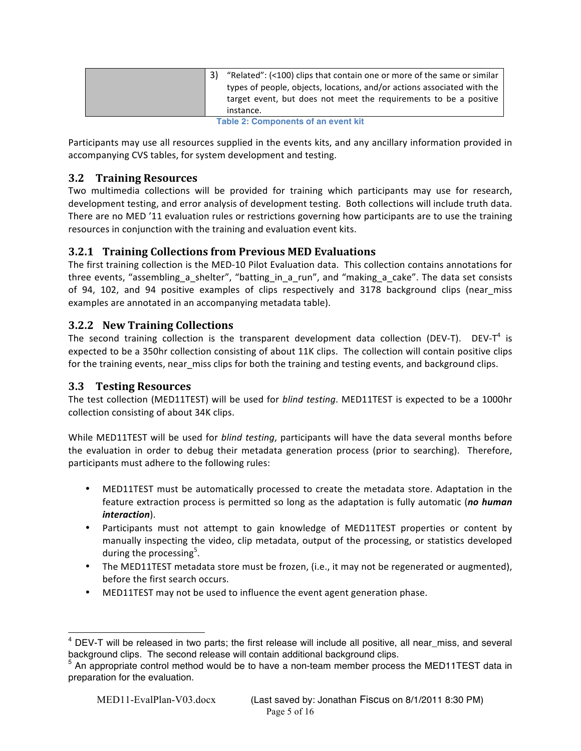| | 3) "Related": (<100) clips that contain one or more of the same or similar types of people, objects, locations, and/or actions associated with the target event, but does not meet the requirements to be a positive instance. |
|---|---|

**Table 2: Components of an event kit**

Participants may use all resources supplied in the events kits, and any ancillary information provided in accompanying CVS tables, for system development and testing.

## 3.2 Training Resources

Two multimedia collections will be provided for training which participants may use for research, development testing, and error analysis of development testing. Both collections will include truth data. There are no MED '11 evaluation rules or restrictions governing how participants are to use the training resources in conjunction with the training and evaluation event kits.

### 3.2.1 Training Collections from Previous MED Evaluations

The first training collection is the MED-10 Pilot Evaluation data. This collection contains annotations for three events, "assembling_a_shelter", "batting_in_a_run", and "making_a_cake". The data set consists of 94, 102, and 94 positive examples of clips respectively and 3178 background clips (near_miss examples are annotated in an accompanying metadata table).

### 3.2.2 New Training Collections

The second training collection is the transparent development data collection (DEV-T). DEV-T[4] is expected to be a 350hr collection consisting of about 11K clips. The collection will contain positive clips for the training events, near_miss clips for both the training and testing events, and background clips.

## 3.3 Testing Resources

The test collection (MED11TEST) will be used for *blind testing*. MED11TEST is expected to be a 1000hr collection consisting of about 34K clips.

While MED11TEST will be used for *blind testing*, participants will have the data several months before the evaluation in order to debug their metadata generation process (prior to searching). Therefore, participants must adhere to the following rules:

- MED11TEST must be automatically processed to create the metadata store. Adaptation in the feature extraction process is permitted so long as the adaptation is fully automatic (***no human interaction***).
- Participants must not attempt to gain knowledge of MED11TEST properties or content by manually inspecting the video, clip metadata, output of the processing, or statistics developed during the processing[5].
- The MED11TEST metadata store must be frozen, (i.e., it may not be regenerated or augmented), before the first search occurs.
- MED11TEST may not be used to influence the event agent generation phase.

[4] DEV-T will be released in two parts; the first release will include all positive, all near_miss, and several background clips. The second release will contain additional background clips.

[5] An appropriate control method would be to have a non-team member process the MED11TEST data in preparation for the evaluation.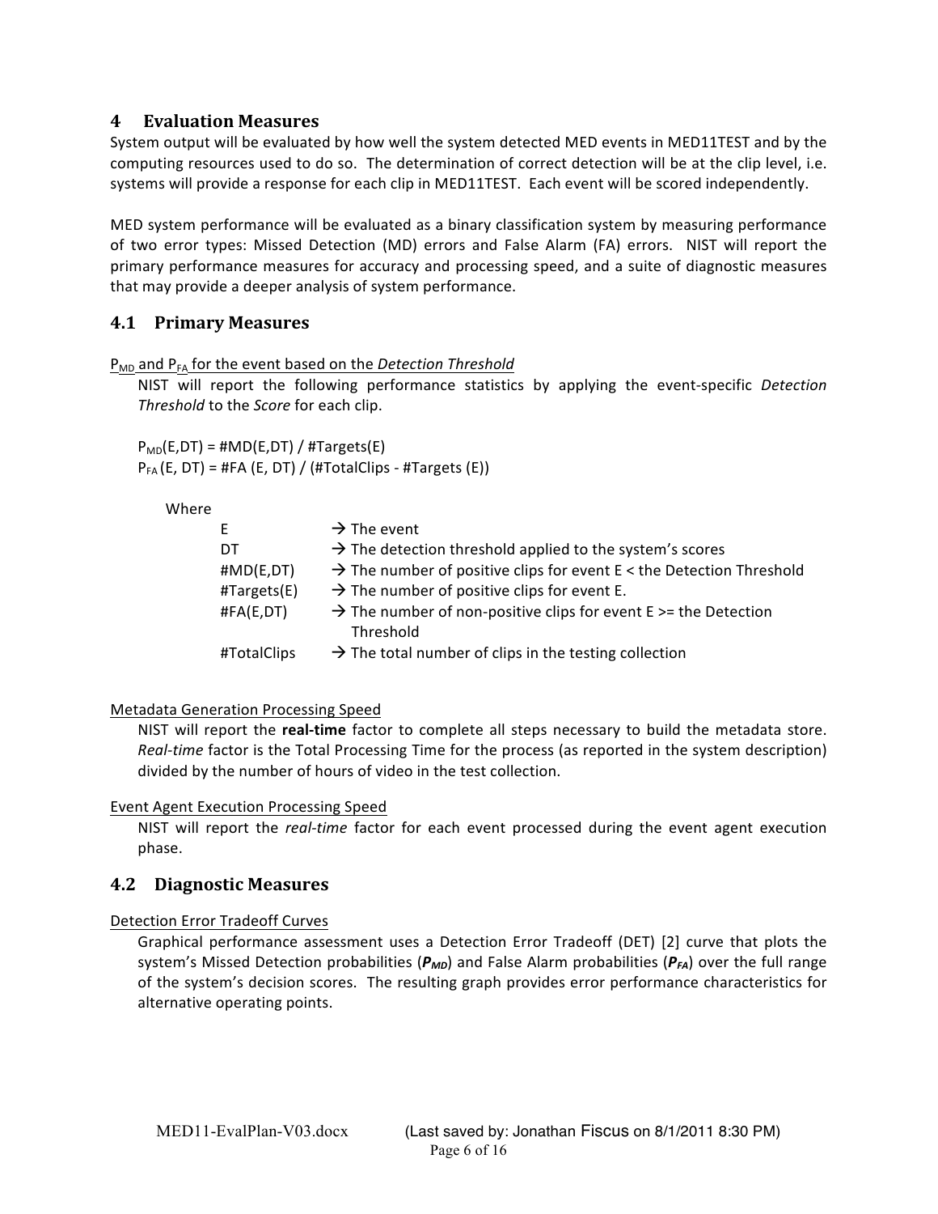# 4 Evaluation Measures

System output will be evaluated by how well the system detected MED events in MED11TEST and by the computing resources used to do so. The determination of correct detection will be at the clip level, i.e. systems will provide a response for each clip in MED11TEST. Each event will be scored independently.

MED system performance will be evaluated as a binary classification system by measuring performance of two error types: Missed Detection (MD) errors and False Alarm (FA) errors. NIST will report the primary performance measures for accuracy and processing speed, and a suite of diagnostic measures that may provide a deeper analysis of system performance.

## 4.1 Primary Measures

$P_{MD}$ and $P_{FA}$ for the event based on the *Detection Threshold*

NIST will report the following performance statistics by applying the event-specific *Detection Threshold* to the *Score* for each clip.

$P_{MD}(E,DT) = \#MD(E,DT) / \#Targets(E)$

$P_{FA}(E, DT) = \#FA(E, DT) / (\#TotalClips - \#Targets(E))$

Where

| | |
|---|---|
| E | → The event |
| DT | → The detection threshold applied to the system's scores |
| #MD(E,DT) | → The number of positive clips for event E < the Detection Threshold |
| #Targets(E) | → The number of positive clips for event E. |
| #FA(E,DT) | → The number of non-positive clips for event E >= the Detection Threshold |
| #TotalClips | → The total number of clips in the testing collection |

Metadata Generation Processing Speed

NIST will report the **real-time** factor to complete all steps necessary to build the metadata store. *Real-time* factor is the Total Processing Time for the process (as reported in the system description) divided by the number of hours of video in the test collection.

Event Agent Execution Processing Speed

NIST will report the *real-time* factor for each event processed during the event agent execution phase.

## 4.2 Diagnostic Measures

Detection Error Tradeoff Curves

Graphical performance assessment uses a Detection Error Tradeoff (DET) [2] curve that plots the system's Missed Detection probabilities ($P_{MD}$) and False Alarm probabilities ($P_{FA}$) over the full range of the system's decision scores. The resulting graph provides error performance characteristics for alternative operating points.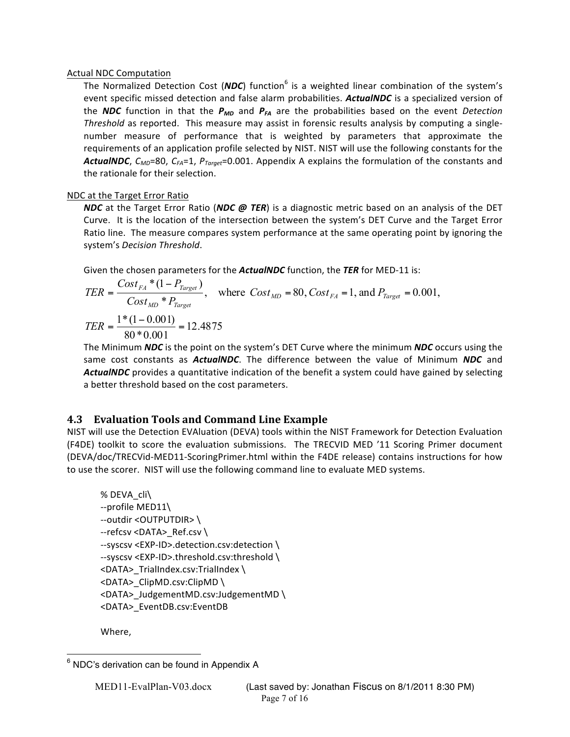Actual NDC Computation

The Normalized Detection Cost (***NDC***) function[6] is a weighted linear combination of the system's event specific missed detection and false alarm probabilities. ***ActualNDC*** is a specialized version of the ***NDC*** function in that the $P_{MD}$ and $P_{FA}$ are the probabilities based on the event *Detection Threshold* as reported. This measure may assist in forensic results analysis by computing a single-number measure of performance that is weighted by parameters that approximate the requirements of an application profile selected by NIST. NIST will use the following constants for the ***ActualNDC***, $C_{MD}$=80, $C_{FA}$=1, $P_{Target}$=0.001. Appendix A explains the formulation of the constants and the rationale for their selection.

NDC at the Target Error Ratio

***NDC*** at the Target Error Ratio (***NDC @ TER***) is a diagnostic metric based on an analysis of the DET Curve. It is the location of the intersection between the system's DET Curve and the Target Error Ratio line. The measure compares system performance at the same operating point by ignoring the system's *Decision Threshold*.

Given the chosen parameters for the ***ActualNDC*** function, the ***TER*** for MED-11 is:

$$TER = \frac{Cost_{FA} * (1 - P_{Target})}{Cost_{MD} * P_{Target}}, \quad \text{where } Cost_{MD} = 80, Cost_{FA} = 1, \text{and } P_{Target} = 0.001,$$

$$TER = \frac{1 * (1 - 0.001)}{80 * 0.001} = 12.4875$$

The Minimum ***NDC*** is the point on the system's DET Curve where the minimum ***NDC*** occurs using the same cost constants as ***ActualNDC***. The difference between the value of Minimum ***NDC*** and ***ActualNDC*** provides a quantitative indication of the benefit a system could have gained by selecting a better threshold based on the cost parameters.

## 4.3 Evaluation Tools and Command Line Example

NIST will use the Detection EVAluation (DEVA) tools within the NIST Framework for Detection Evaluation (F4DE) toolkit to score the evaluation submissions. The TRECVID MED '11 Scoring Primer document (DEVA/doc/TRECVid-MED11-ScoringPrimer.html within the F4DE release) contains instructions for how to use the scorer. NIST will use the following command line to evaluate MED systems.

```
% DEVA_cli\
--profile MED11\
--outdir <OUTPUTDIR> \
--refcsv <DATA>_Ref.csv \
--syscsv <EXP-ID>.detection.csv:detection \
--syscsv <EXP-ID>.threshold.csv:threshold \
<DATA>_TrialIndex.csv:TrialIndex \
<DATA>_ClipMD.csv:ClipMD \
<DATA>_JudgementMD.csv:JudgementMD \
<DATA>_EventDB.csv:EventDB
```

Where,

[6] NDC's derivation can be found in Appendix A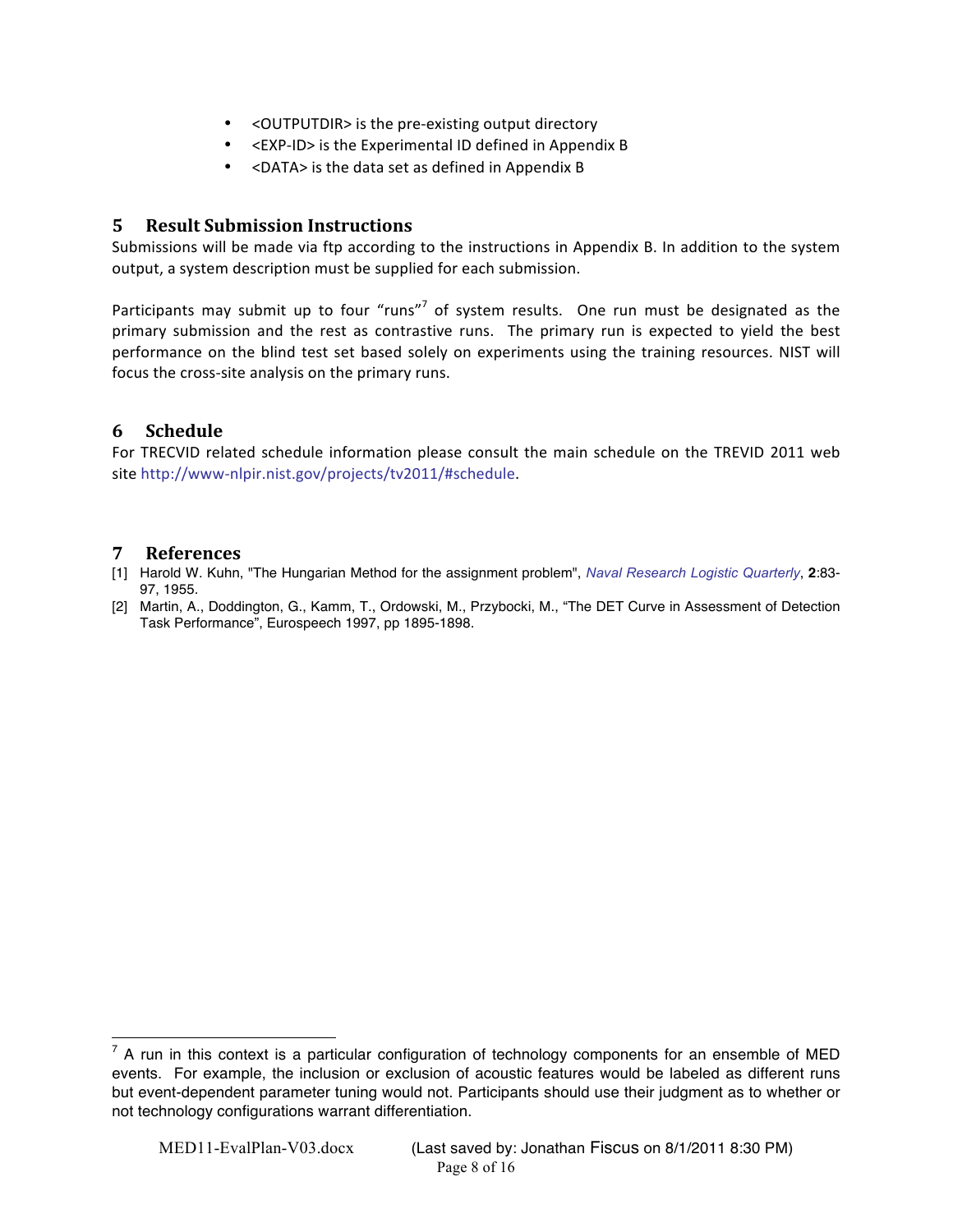- <OUTPUTDIR> is the pre-existing output directory
- <EXP-ID> is the Experimental ID defined in Appendix B
- <DATA> is the data set as defined in Appendix B

# 5 Result Submission Instructions

Submissions will be made via ftp according to the instructions in Appendix B. In addition to the system output, a system description must be supplied for each submission.

Participants may submit up to four "runs"[7] of system results. One run must be designated as the primary submission and the rest as contrastive runs. The primary run is expected to yield the best performance on the blind test set based solely on experiments using the training resources. NIST will focus the cross-site analysis on the primary runs.

# 6 Schedule

For TRECVID related schedule information please consult the main schedule on the TREVID 2011 web site http://www-nlpir.nist.gov/projects/tv2011/#schedule.

# 7 References

[1] Harold W. Kuhn, "The Hungarian Method for the assignment problem", *Naval Research Logistic Quarterly*, **2**:83-97, 1955.

[2] Martin, A., Doddington, G., Kamm, T., Ordowski, M., Przybocki, M., "The DET Curve in Assessment of Detection Task Performance", Eurospeech 1997, pp 1895-1898.

---

[7] A run in this context is a particular configuration of technology components for an ensemble of MED events. For example, the inclusion or exclusion of acoustic features would be labeled as different runs but event-dependent parameter tuning would not. Participants should use their judgment as to whether or not technology configurations warrant differentiation.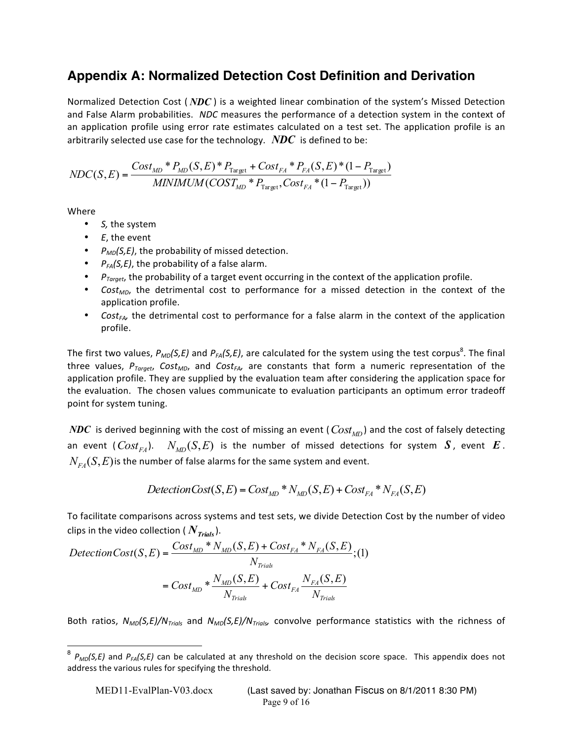## Appendix A: Normalized Detection Cost Definition and Derivation

Normalized Detection Cost ( $NDC$ ) is a weighted linear combination of the system's Missed Detection and False Alarm probabilities. *NDC* measures the performance of a detection system in the context of an application profile using error rate estimates calculated on a test set. The application profile is an arbitrarily selected use case for the technology. $NDC$ is defined to be:

$$NDC(S,E) = \frac{Cost_{MD} * P_{MD}(S,E) * P_{\text{Target}} + Cost_{FA} * P_{FA}(S,E) * (1 - P_{\text{Target}})}{MINIMUM(COST_{MD} * P_{\text{Target}}, Cost_{FA} * (1 - P_{\text{Target}}))}$$

Where

- *S,* the system
- *E*, the event
- $P_{MD}(S,E)$, the probability of missed detection.
- $P_{FA}(S,E)$, the probability of a false alarm.
- $P_{Target}$, the probability of a target event occurring in the context of the application profile.
- $Cost_{MD}$, the detrimental cost to performance for a missed detection in the context of the application profile.
- $Cost_{FA}$, the detrimental cost to performance for a false alarm in the context of the application profile.

The first two values, $P_{MD}(S,E)$ and $P_{FA}(S,E)$, are calculated for the system using the test corpus[8]. The final three values, $P_{Target}$, $Cost_{MD}$, and $Cost_{FA}$, are constants that form a numeric representation of the application profile. They are supplied by the evaluation team after considering the application space for the evaluation. The chosen values communicate to evaluation participants an optimum error tradeoff point for system tuning.

$NDC$ is derived beginning with the cost of missing an event ( $Cost_{MD}$ ) and the cost of falsely detecting an event ( $Cost_{FA}$ ). $N_{MD}(S,E)$ is the number of missed detections for system $S$, event $E$. $N_{FA}(S,E)$ is the number of false alarms for the same system and event.

$$DetectionCost(S,E) = Cost_{MD} * N_{MD}(S,E) + Cost_{FA} * N_{FA}(S,E)$$

To facilitate comparisons across systems and test sets, we divide Detection Cost by the number of video clips in the video collection ( $N_{Trials}$ ).

$$DetectionCost(S,E) = \frac{Cost_{MD} * N_{MD}(S,E) + Cost_{FA} * N_{FA}(S,E)}{N_{Trials}}; (1)$$

$$= Cost_{MD} * \frac{N_{MD}(S,E)}{N_{Trials}} + Cost_{FA} \frac{N_{FA}(S,E)}{N_{Trials}}$$

Both ratios, $N_{MD}(S,E)/N_{Trials}$ and $N_{MD}(S,E)/N_{Trials}$, convolve performance statistics with the richness of

[8] $P_{MD}(S,E)$ and $P_{FA}(S,E)$ can be calculated at any threshold on the decision score space. This appendix does not address the various rules for specifying the threshold.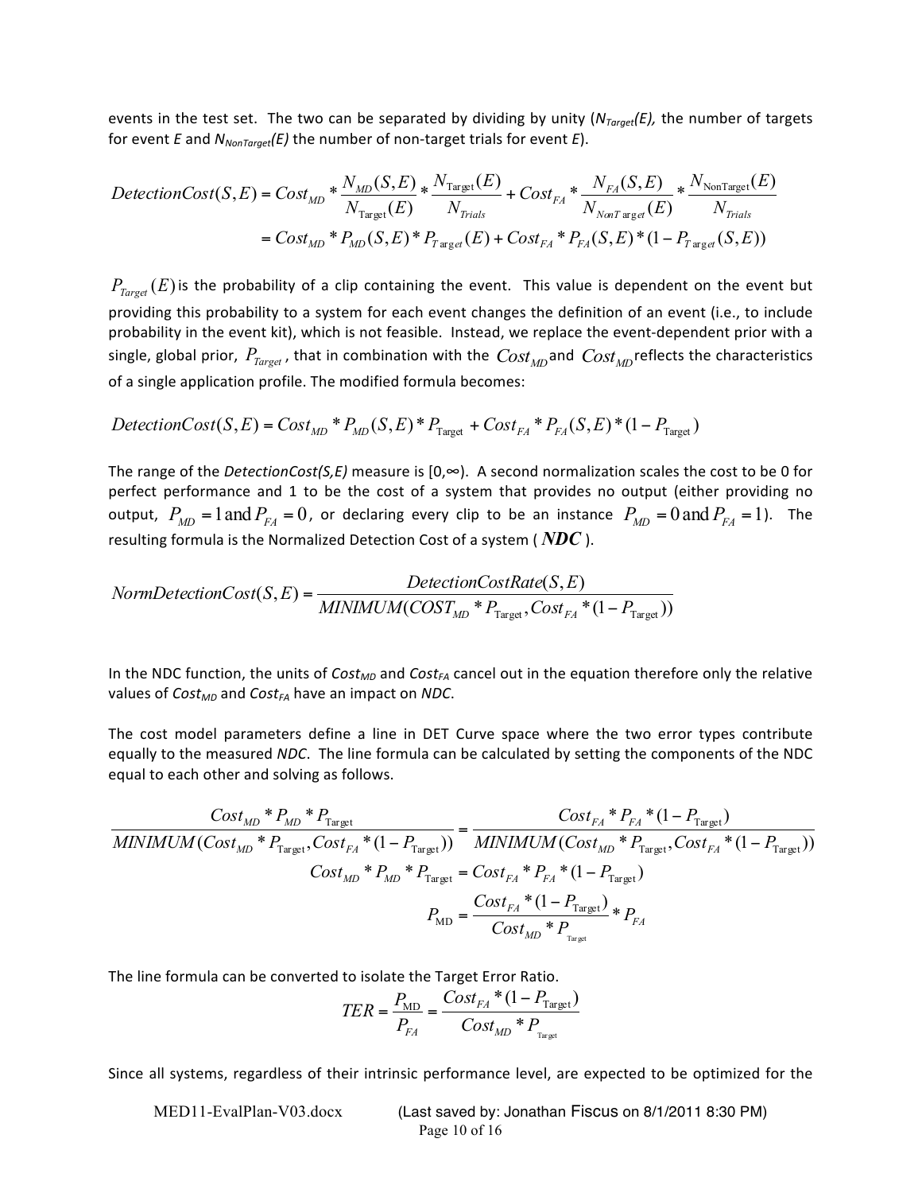events in the test set. The two can be separated by dividing by unity ($N_{Target}(E)$, the number of targets for event *E* and $N_{NonTarget}(E)$ the number of non-target trials for event *E*).

$$DetectionCost(S,E) = Cost_{MD} * \frac{N_{MD}(S,E)}{N_{\text{Target}}(E)} * \frac{N_{\text{Target}}(E)}{N_{Trials}} + Cost_{FA} * \frac{N_{FA}(S,E)}{N_{NonTarget}(E)} * \frac{N_{\text{NonTarget}}(E)}{N_{Trials}}$$

$$= Cost_{MD} * P_{MD}(S,E) * P_{Target}(E) + Cost_{FA} * P_{FA}(S,E) * (1 - P_{Target}(S,E))$$

$P_{Target}(E)$ is the probability of a clip containing the event. This value is dependent on the event but providing this probability to a system for each event changes the definition of an event (i.e., to include probability in the event kit), which is not feasible. Instead, we replace the event-dependent prior with a single, global prior, $P_{Target}$, that in combination with the $Cost_{MD}$ and $Cost_{MD}$ reflects the characteristics of a single application profile. The modified formula becomes:

$$DetectionCost(S,E) = Cost_{MD} * P_{MD}(S,E) * P_{\text{Target}} + Cost_{FA} * P_{FA}(S,E) * (1 - P_{\text{Target}})$$

The range of the *DetectionCost(S,E)* measure is [0,∞). A second normalization scales the cost to be 0 for perfect performance and 1 to be the cost of a system that provides no output (either providing no output, $P_{MD} = 1 \text{ and } P_{FA} = 0$, or declaring every clip to be an instance $P_{MD} = 0 \text{ and } P_{FA} = 1$). The resulting formula is the Normalized Detection Cost of a system ( $\boldsymbol{NDC}$ ).

$$NormDetectionCost(S,E) = \frac{DetectionCostRate(S,E)}{MINIMUM(COST_{MD} * P_{\text{Target}}, Cost_{FA} * (1 - P_{\text{Target}}))}$$

In the NDC function, the units of $Cost_{MD}$ and $Cost_{FA}$ cancel out in the equation therefore only the relative values of $Cost_{MD}$ and $Cost_{FA}$ have an impact on *NDC*.

The cost model parameters define a line in DET Curve space where the two error types contribute equally to the measured *NDC*. The line formula can be calculated by setting the components of the NDC equal to each other and solving as follows.

$$\frac{Cost_{MD} * P_{MD} * P_{\text{Target}}}{MINIMUM(Cost_{MD} * P_{\text{Target}}, Cost_{FA} * (1 - P_{\text{Target}}))} = \frac{Cost_{FA} * P_{FA} * (1 - P_{\text{Target}})}{MINIMUM(Cost_{MD} * P_{\text{Target}}, Cost_{FA} * (1 - P_{\text{Target}}))}$$

$$Cost_{MD} * P_{MD} * P_{\text{Target}} = Cost_{FA} * P_{FA} * (1 - P_{\text{Target}})$$

$$P_{\text{MD}} = \frac{Cost_{FA} * (1 - P_{\text{Target}})}{Cost_{MD} * P_{\text{Target}}} * P_{FA}$$

The line formula can be converted to isolate the Target Error Ratio.

$$TER = \frac{P_{\text{MD}}}{P_{FA}} = \frac{Cost_{FA} * (1 - P_{\text{Target}})}{Cost_{MD} * P_{\text{Target}}}$$

Since all systems, regardless of their intrinsic performance level, are expected to be optimized for the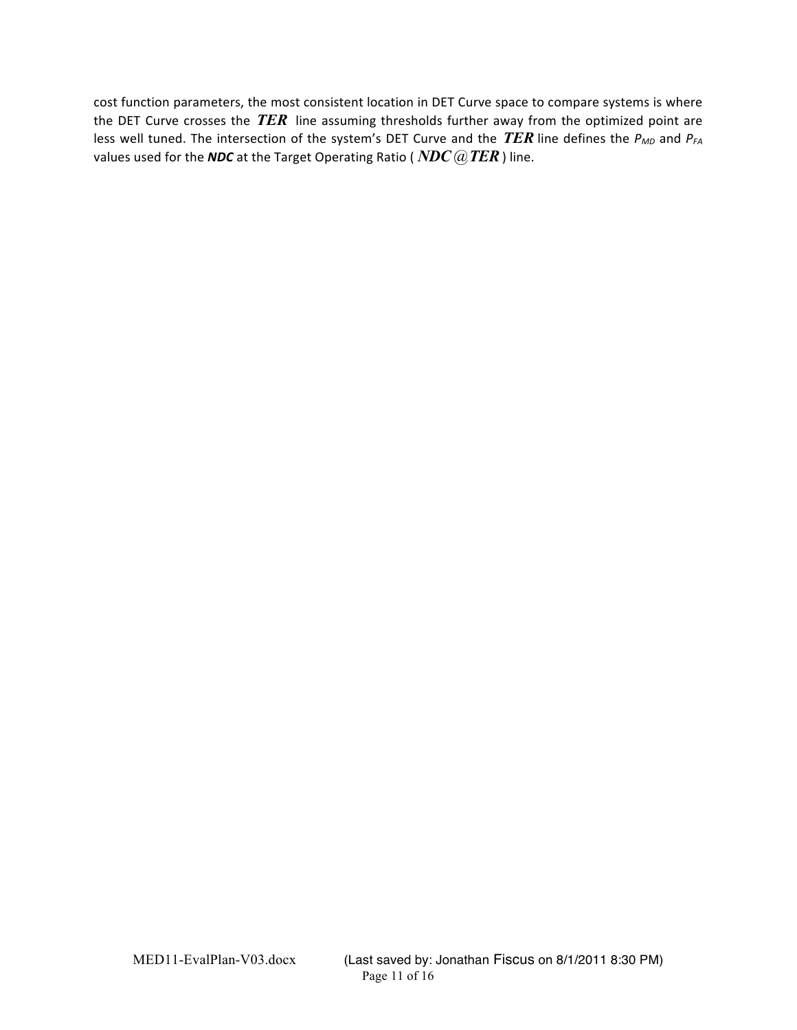cost function parameters, the most consistent location in DET Curve space to compare systems is where the DET Curve crosses the $\boldsymbol{TER}$ line assuming thresholds further away from the optimized point are less well tuned. The intersection of the system's DET Curve and the $\boldsymbol{TER}$ line defines the $P_{MD}$ and $P_{FA}$ values used for the ***NDC*** at the Target Operating Ratio ( $\boldsymbol{NDC@TER}$ ) line.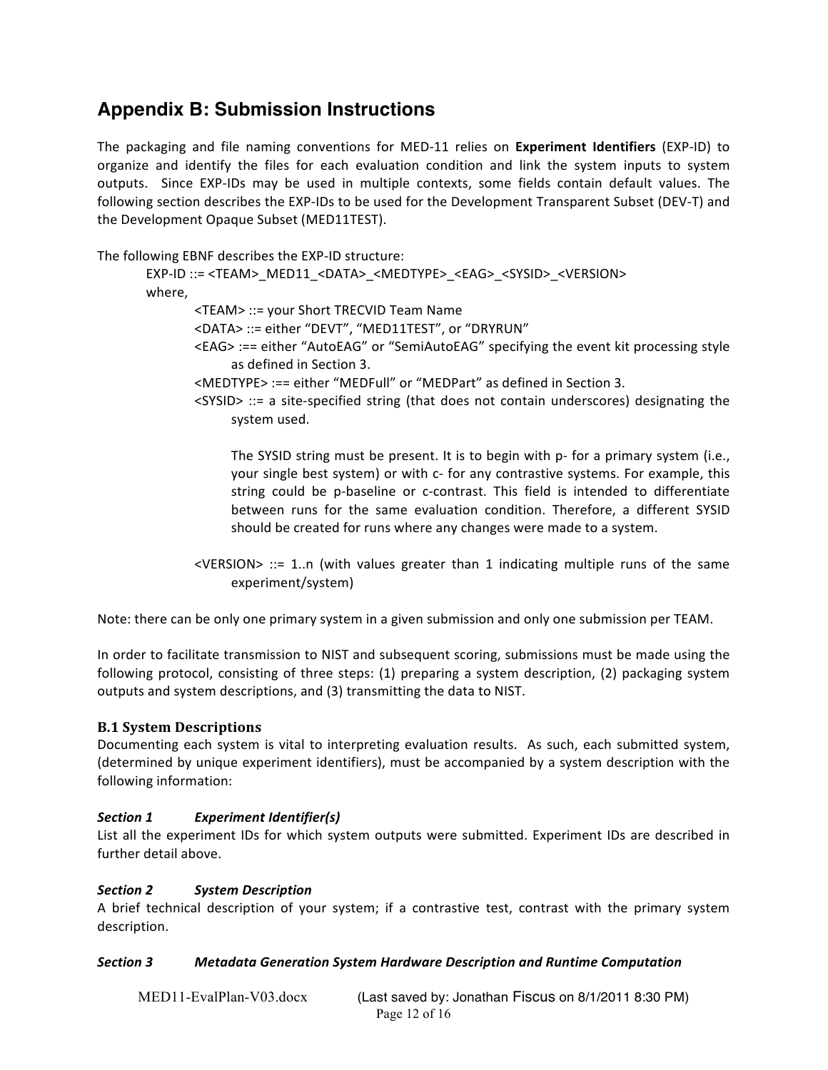## Appendix B: Submission Instructions

The packaging and file naming conventions for MED-11 relies on **Experiment Identifiers** (EXP-ID) to organize and identify the files for each evaluation condition and link the system inputs to system outputs. Since EXP-IDs may be used in multiple contexts, some fields contain default values. The following section describes the EXP-IDs to be used for the Development Transparent Subset (DEV-T) and the Development Opaque Subset (MED11TEST).

The following EBNF describes the EXP-ID structure:

EXP-ID ::= <TEAM>_MED11_<DATA>_<MEDTYPE>_<EAG>_<SYSID>_<VERSION>

where,

<TEAM> ::= your Short TRECVID Team Name

<DATA> ::= either "DEVT", "MED11TEST", or "DRYRUN"

<EAG> :== either "AutoEAG" or "SemiAutoEAG" specifying the event kit processing style as defined in Section 3.

<MEDTYPE> :== either "MEDFull" or "MEDPart" as defined in Section 3.

<SYSID> ::= a site-specified string (that does not contain underscores) designating the system used.

The SYSID string must be present. It is to begin with p- for a primary system (i.e., your single best system) or with c- for any contrastive systems. For example, this string could be p-baseline or c-contrast. This field is intended to differentiate between runs for the same evaluation condition. Therefore, a different SYSID should be created for runs where any changes were made to a system.

<VERSION> ::= 1..n (with values greater than 1 indicating multiple runs of the same experiment/system)

Note: there can be only one primary system in a given submission and only one submission per TEAM.

In order to facilitate transmission to NIST and subsequent scoring, submissions must be made using the following protocol, consisting of three steps: (1) preparing a system description, (2) packaging system outputs and system descriptions, and (3) transmitting the data to NIST.

### B.1 System Descriptions

Documenting each system is vital to interpreting evaluation results. As such, each submitted system, (determined by unique experiment identifiers), must be accompanied by a system description with the following information:

***Section 1 Experiment Identifier(s)***

List all the experiment IDs for which system outputs were submitted. Experiment IDs are described in further detail above.

***Section 2 System Description***

A brief technical description of your system; if a contrastive test, contrast with the primary system description.

***Section 3 Metadata Generation System Hardware Description and Runtime Computation***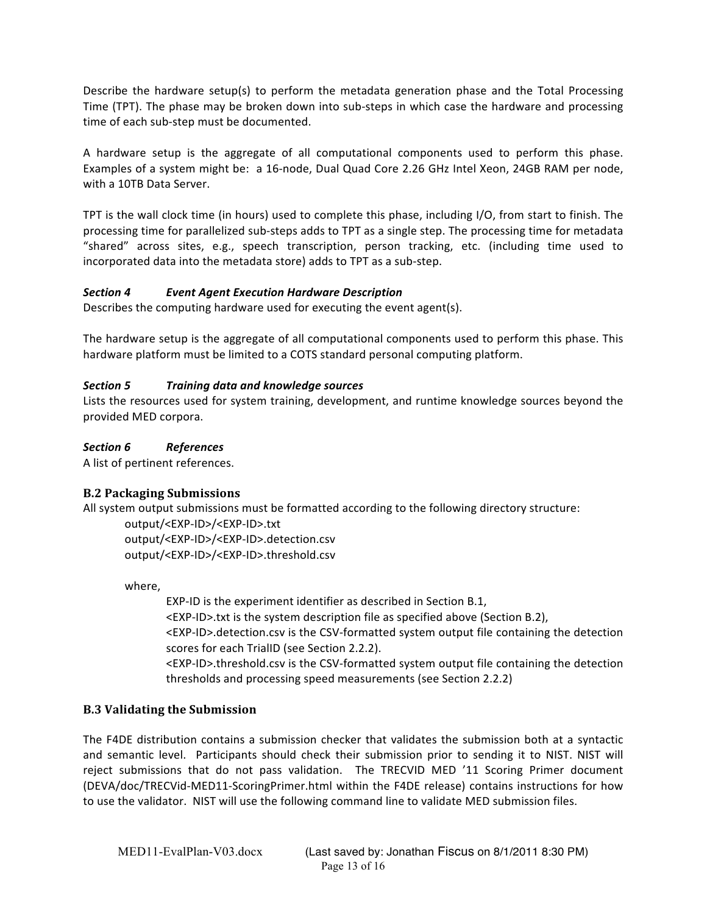Describe the hardware setup(s) to perform the metadata generation phase and the Total Processing Time (TPT). The phase may be broken down into sub-steps in which case the hardware and processing time of each sub-step must be documented.

A hardware setup is the aggregate of all computational components used to perform this phase. Examples of a system might be: a 16-node, Dual Quad Core 2.26 GHz Intel Xeon, 24GB RAM per node, with a 10TB Data Server.

TPT is the wall clock time (in hours) used to complete this phase, including I/O, from start to finish. The processing time for parallelized sub-steps adds to TPT as a single step. The processing time for metadata "shared" across sites, e.g., speech transcription, person tracking, etc. (including time used to incorporated data into the metadata store) adds to TPT as a sub-step.

***Section 4 Event Agent Execution Hardware Description***

Describes the computing hardware used for executing the event agent(s).

The hardware setup is the aggregate of all computational components used to perform this phase. This hardware platform must be limited to a COTS standard personal computing platform.

***Section 5 Training data and knowledge sources***

Lists the resources used for system training, development, and runtime knowledge sources beyond the provided MED corpora.

***Section 6 References***

A list of pertinent references.

### B.2 Packaging Submissions

All system output submissions must be formatted according to the following directory structure:

```
output/<EXP-ID>/<EXP-ID>.txt
output/<EXP-ID>/<EXP-ID>.detection.csv
output/<EXP-ID>/<EXP-ID>.threshold.csv
```

where,

EXP-ID is the experiment identifier as described in Section B.1,
<EXP-ID>.txt is the system description file as specified above (Section B.2),
<EXP-ID>.detection.csv is the CSV-formatted system output file containing the detection scores for each TrialID (see Section 2.2.2).
<EXP-ID>.threshold.csv is the CSV-formatted system output file containing the detection thresholds and processing speed measurements (see Section 2.2.2)

### B.3 Validating the Submission

The F4DE distribution contains a submission checker that validates the submission both at a syntactic and semantic level. Participants should check their submission prior to sending it to NIST. NIST will reject submissions that do not pass validation. The TRECVID MED '11 Scoring Primer document (DEVA/doc/TRECVid-MED11-ScoringPrimer.html within the F4DE release) contains instructions for how to use the validator. NIST will use the following command line to validate MED submission files.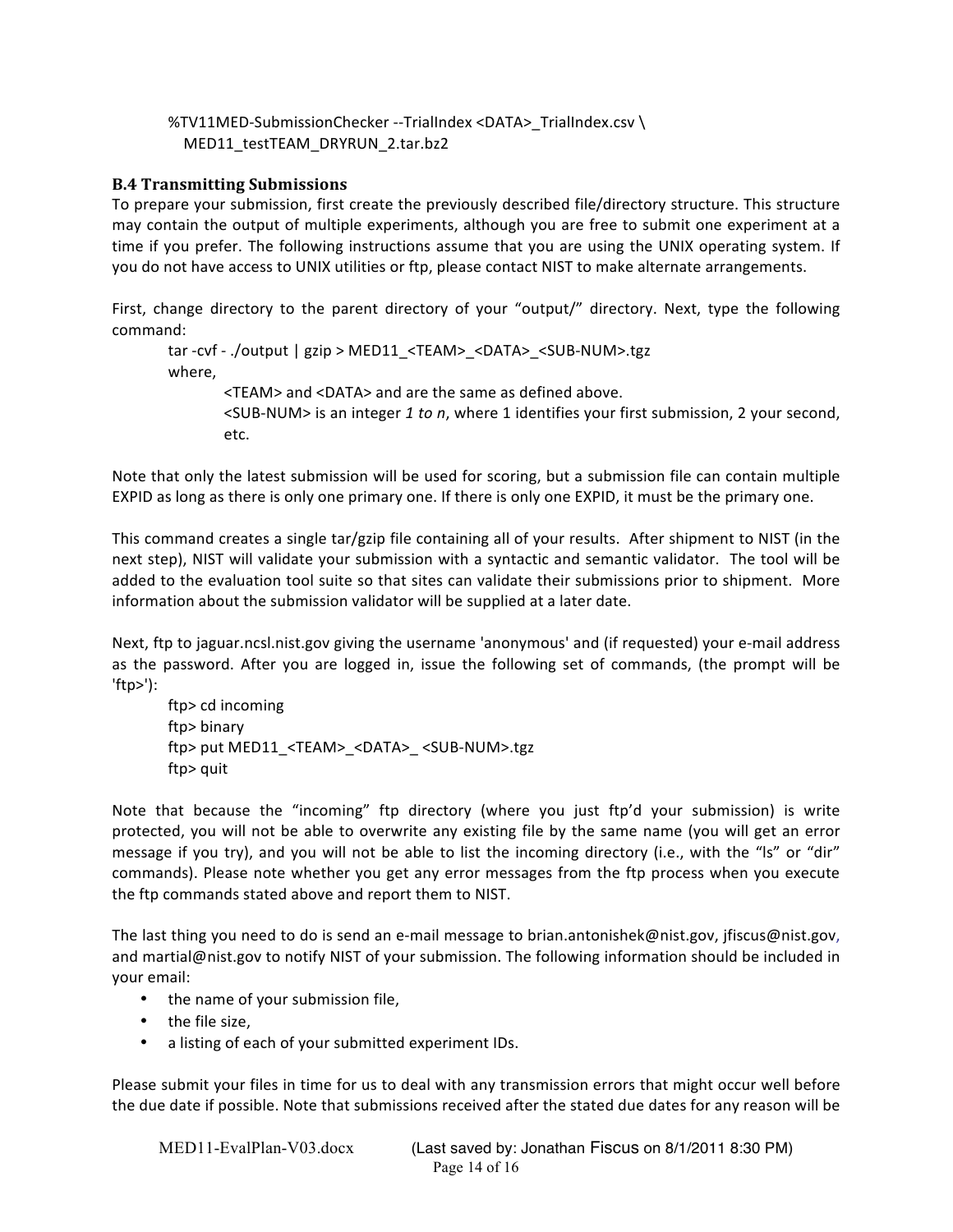```
%TV11MED-SubmissionChecker --TrialIndex <DATA>_TrialIndex.csv \
  MED11_testTEAM_DRYRUN_2.tar.bz2
```

### B.4 Transmitting Submissions

To prepare your submission, first create the previously described file/directory structure. This structure may contain the output of multiple experiments, although you are free to submit one experiment at a time if you prefer. The following instructions assume that you are using the UNIX operating system. If you do not have access to UNIX utilities or ftp, please contact NIST to make alternate arrangements.

First, change directory to the parent directory of your "output/" directory. Next, type the following command:

```
tar -cvf - ./output | gzip > MED11_<TEAM>_<DATA>_<SUB-NUM>.tgz
```

where,

<TEAM> and <DATA> and are the same as defined above.
<SUB-NUM> is an integer *1 to n*, where 1 identifies your first submission, 2 your second, etc.

Note that only the latest submission will be used for scoring, but a submission file can contain multiple EXPID as long as there is only one primary one. If there is only one EXPID, it must be the primary one.

This command creates a single tar/gzip file containing all of your results. After shipment to NIST (in the next step), NIST will validate your submission with a syntactic and semantic validator. The tool will be added to the evaluation tool suite so that sites can validate their submissions prior to shipment. More information about the submission validator will be supplied at a later date.

Next, ftp to jaguar.ncsl.nist.gov giving the username 'anonymous' and (if requested) your e-mail address as the password. After you are logged in, issue the following set of commands, (the prompt will be 'ftp>'):

```
ftp> cd incoming
ftp> binary
ftp> put MED11_<TEAM>_<DATA>_ <SUB-NUM>.tgz
ftp> quit
```

Note that because the "incoming" ftp directory (where you just ftp'd your submission) is write protected, you will not be able to overwrite any existing file by the same name (you will get an error message if you try), and you will not be able to list the incoming directory (i.e., with the "ls" or "dir" commands). Please note whether you get any error messages from the ftp process when you execute the ftp commands stated above and report them to NIST.

The last thing you need to do is send an e-mail message to brian.antonishek@nist.gov, jfiscus@nist.gov, and martial@nist.gov to notify NIST of your submission. The following information should be included in your email:

- the name of your submission file,
- the file size,
- a listing of each of your submitted experiment IDs.

Please submit your files in time for us to deal with any transmission errors that might occur well before the due date if possible. Note that submissions received after the stated due dates for any reason will be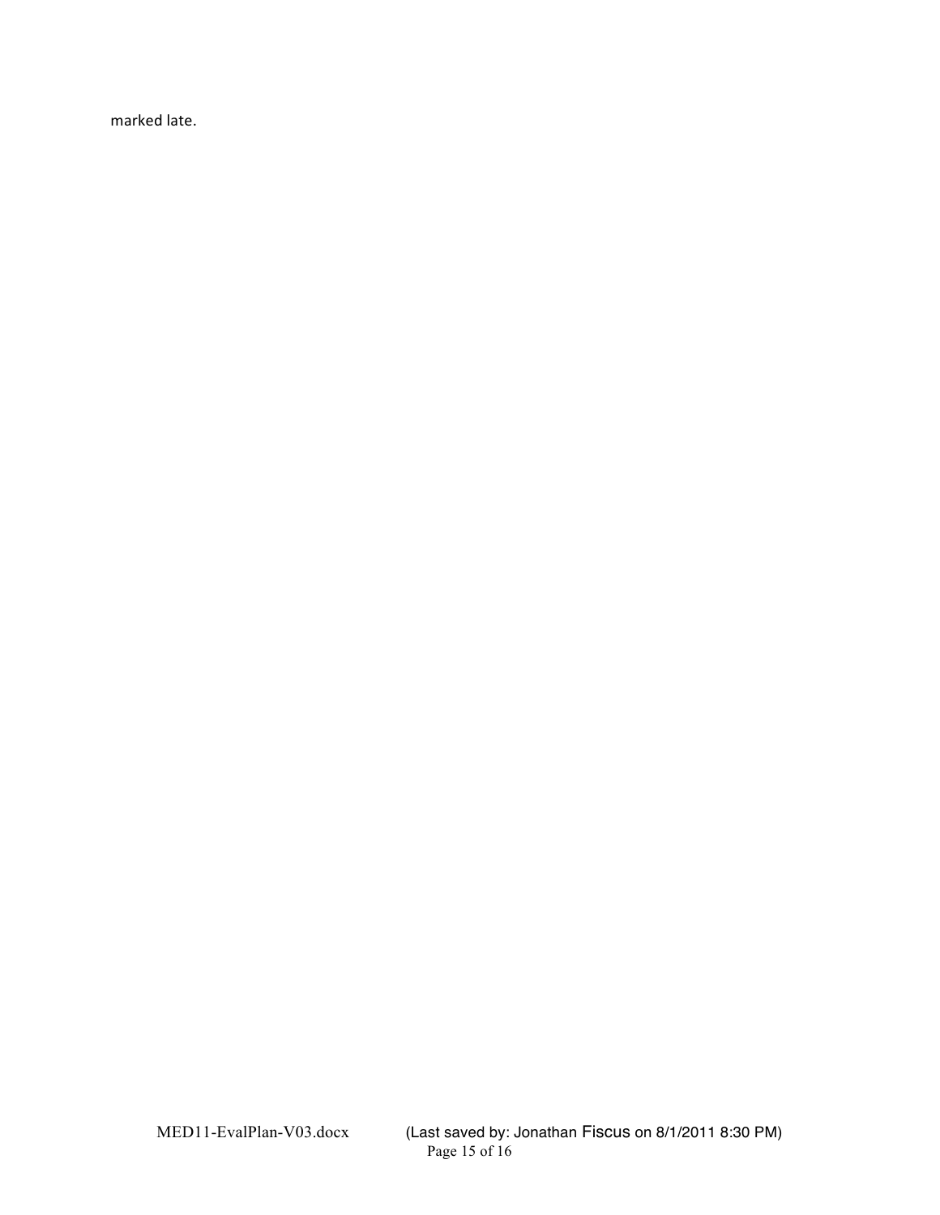marked late.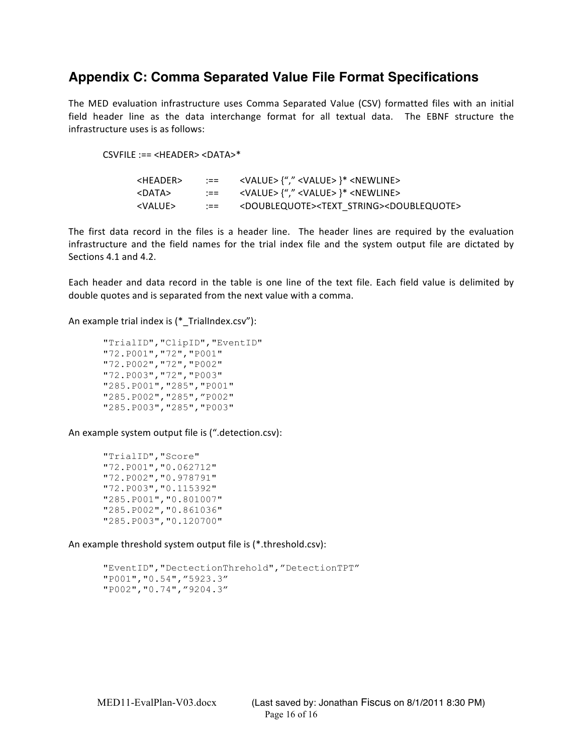## Appendix C: Comma Separated Value File Format Specifications

The MED evaluation infrastructure uses Comma Separated Value (CSV) formatted files with an initial field header line as the data interchange format for all textual data. The EBNF structure the infrastructure uses is as follows:

```
CSVFILE :== <HEADER> <DATA>*

    <HEADER>    :==    <VALUE> {“,” <VALUE> }* <NEWLINE>
    <DATA>      :==    <VALUE> {“,” <VALUE> }* <NEWLINE>
    <VALUE>     :==    <DOUBLEQUOTE><TEXT_STRING><DOUBLEQUOTE>
```

The first data record in the files is a header line. The header lines are required by the evaluation infrastructure and the field names for the trial index file and the system output file are dictated by Sections 4.1 and 4.2.

Each header and data record in the table is one line of the text file. Each field value is delimited by double quotes and is separated from the next value with a comma.

An example trial index is (*_TrialIndex.csv”):

```
"TrialID","ClipID","EventID"
"72.P001","72","P001"
"72.P002","72","P002"
"72.P003","72","P003"
"285.P001","285","P001"
"285.P002","285",”P002"
"285.P003","285","P003"
```

An example system output file is (“.detection.csv):

```
"TrialID","Score"
"72.P001","0.062712"
"72.P002","0.978791"
"72.P003","0.115392"
"285.P001","0.801007"
"285.P002","0.861036"
"285.P003","0.120700"
```

An example threshold system output file is (*.threshold.csv):

```
"EventID","DectectionThrehold",”DetectionTPT”
"P001","0.54",”5923.3”
"P002","0.74",”9204.3”
```